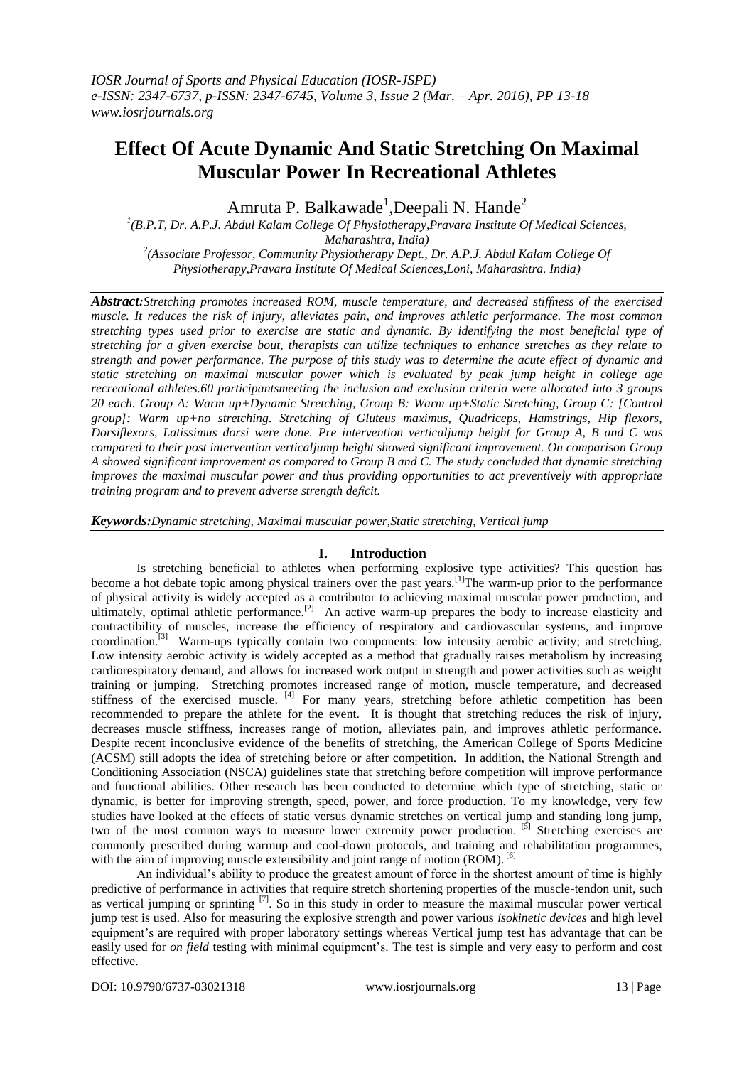# Effect Of Acute Dynamic And Static Stretching On Maximal Muscular Power In Recreational Athletes

Amruta P. Balkawade[1],Deepali N. Hande[2]

[1](B.P.T, Dr. A.P.J. Abdul Kalam College Of Physiotherapy,Pravara Institute Of Medical Sciences, Maharashtra, India)

[2](Associate Professor, Community Physiotherapy Dept., Dr. A.P.J. Abdul Kalam College Of Physiotherapy,Pravara Institute Of Medical Sciences,Loni, Maharashtra. India)

***Abstract:****Stretching promotes increased ROM, muscle temperature, and decreased stiffness of the exercised muscle. It reduces the risk of injury, alleviates pain, and improves athletic performance. The most common stretching types used prior to exercise are static and dynamic. By identifying the most beneficial type of stretching for a given exercise bout, therapists can utilize techniques to enhance stretches as they relate to strength and power performance. The purpose of this study was to determine the acute effect of dynamic and static stretching on maximal muscular power which is evaluated by peak jump height in college age recreational athletes.60 participantsmeeting the inclusion and exclusion criteria were allocated into 3 groups 20 each. Group A: Warm up+Dynamic Stretching, Group B: Warm up+Static Stretching, Group C: [Control group]: Warm up+no stretching. Stretching of Gluteus maximus, Quadriceps, Hamstrings, Hip flexors, Dorsiflexors, Latissimus dorsi were done. Pre intervention verticaljump height for Group A, B and C was compared to their post intervention verticaljump height showed significant improvement. On comparison Group A showed significant improvement as compared to Group B and C. The study concluded that dynamic stretching improves the maximal muscular power and thus providing opportunities to act preventively with appropriate training program and to prevent adverse strength deficit.*

***Keywords:****Dynamic stretching, Maximal muscular power,Static stretching, Vertical jump*

## I. Introduction

Is stretching beneficial to athletes when performing explosive type activities? This question has become a hot debate topic among physical trainers over the past years.[1]The warm-up prior to the performance of physical activity is widely accepted as a contributor to achieving maximal muscular power production, and ultimately, optimal athletic performance.[2] An active warm-up prepares the body to increase elasticity and contractibility of muscles, increase the efficiency of respiratory and cardiovascular systems, and improve coordination.[3] Warm-ups typically contain two components: low intensity aerobic activity; and stretching. Low intensity aerobic activity is widely accepted as a method that gradually raises metabolism by increasing cardiorespiratory demand, and allows for increased work output in strength and power activities such as weight training or jumping. Stretching promotes increased range of motion, muscle temperature, and decreased stiffness of the exercised muscle. [4] For many years, stretching before athletic competition has been recommended to prepare the athlete for the event. It is thought that stretching reduces the risk of injury, decreases muscle stiffness, increases range of motion, alleviates pain, and improves athletic performance. Despite recent inconclusive evidence of the benefits of stretching, the American College of Sports Medicine (ACSM) still adopts the idea of stretching before or after competition. In addition, the National Strength and Conditioning Association (NSCA) guidelines state that stretching before competition will improve performance and functional abilities. Other research has been conducted to determine which type of stretching, static or dynamic, is better for improving strength, speed, power, and force production. To my knowledge, very few studies have looked at the effects of static versus dynamic stretches on vertical jump and standing long jump, two of the most common ways to measure lower extremity power production. [5] Stretching exercises are commonly prescribed during warmup and cool-down protocols, and training and rehabilitation programmes, with the aim of improving muscle extensibility and joint range of motion (ROM). [6]

An individual's ability to produce the greatest amount of force in the shortest amount of time is highly predictive of performance in activities that require stretch shortening properties of the muscle-tendon unit, such as vertical jumping or sprinting [7]. So in this study in order to measure the maximal muscular power vertical jump test is used. Also for measuring the explosive strength and power various *isokinetic devices* and high level equipment's are required with proper laboratory settings whereas Vertical jump test has advantage that can be easily used for *on field* testing with minimal equipment's. The test is simple and very easy to perform and cost effective.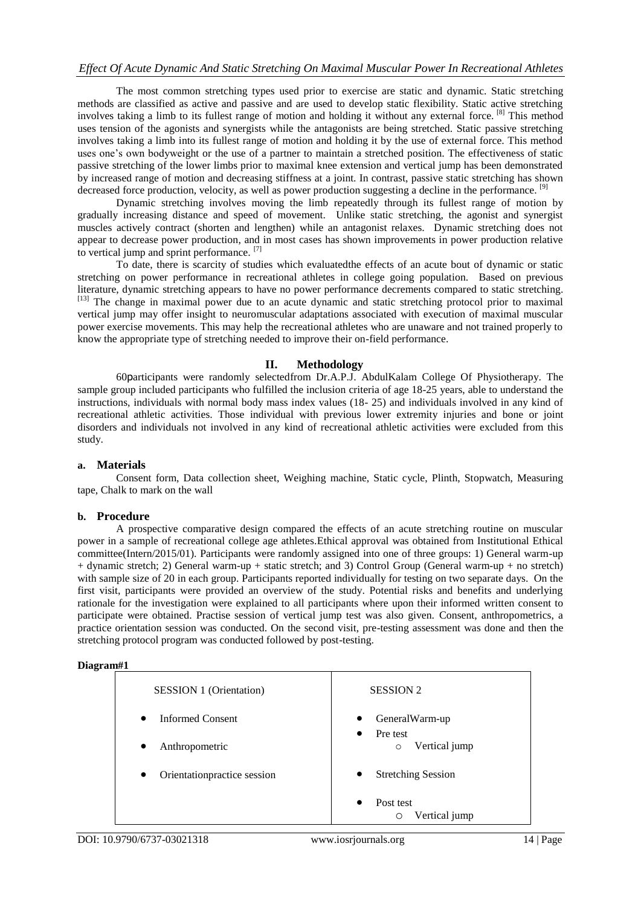The most common stretching types used prior to exercise are static and dynamic. Static stretching methods are classified as active and passive and are used to develop static flexibility. Static active stretching involves taking a limb to its fullest range of motion and holding it without any external force. [8] This method uses tension of the agonists and synergists while the antagonists are being stretched. Static passive stretching involves taking a limb into its fullest range of motion and holding it by the use of external force. This method uses one's own bodyweight or the use of a partner to maintain a stretched position. The effectiveness of static passive stretching of the lower limbs prior to maximal knee extension and vertical jump has been demonstrated by increased range of motion and decreasing stiffness at a joint. In contrast, passive static stretching has shown decreased force production, velocity, as well as power production suggesting a decline in the performance. [9]

Dynamic stretching involves moving the limb repeatedly through its fullest range of motion by gradually increasing distance and speed of movement. Unlike static stretching, the agonist and synergist muscles actively contract (shorten and lengthen) while an antagonist relaxes. Dynamic stretching does not appear to decrease power production, and in most cases has shown improvements in power production relative to vertical jump and sprint performance. [7]

To date, there is scarcity of studies which evaluatedthe effects of an acute bout of dynamic or static stretching on power performance in recreational athletes in college going population. Based on previous literature, dynamic stretching appears to have no power performance decrements compared to static stretching. [13] The change in maximal power due to an acute dynamic and static stretching protocol prior to maximal vertical jump may offer insight to neuromuscular adaptations associated with execution of maximal muscular power exercise movements. This may help the recreational athletes who are unaware and not trained properly to know the appropriate type of stretching needed to improve their on-field performance.

## II. Methodology

60participants were randomly selectedfrom Dr.A.P.J. AbdulKalam College Of Physiotherapy. The sample group included participants who fulfilled the inclusion criteria of age 18-25 years, able to understand the instructions, individuals with normal body mass index values (18- 25) and individuals involved in any kind of recreational athletic activities. Those individual with previous lower extremity injuries and bone or joint disorders and individuals not involved in any kind of recreational athletic activities were excluded from this study.

### a. Materials

Consent form, Data collection sheet, Weighing machine, Static cycle, Plinth, Stopwatch, Measuring tape, Chalk to mark on the wall

### b. Procedure

A prospective comparative design compared the effects of an acute stretching routine on muscular power in a sample of recreational college age athletes.Ethical approval was obtained from Institutional Ethical committee(Intern/2015/01). Participants were randomly assigned into one of three groups: 1) General warm-up + dynamic stretch; 2) General warm-up + static stretch; and 3) Control Group (General warm-up + no stretch) with sample size of 20 in each group. Participants reported individually for testing on two separate days. On the first visit, participants were provided an overview of the study. Potential risks and benefits and underlying rationale for the investigation were explained to all participants where upon their informed written consent to participate were obtained. Practise session of vertical jump test was also given. Consent, anthropometrics, a practice orientation session was conducted. On the second visit, pre-testing assessment was done and then the stretching protocol program was conducted followed by post-testing.

**Diagram#1**

| SESSION 1 (Orientation) | SESSION 2 |
|---|---|
| • Informed Consent<br>• Anthropometric<br>• Orientationpractice session | • GeneralWarm-up<br>• Pre test<br>  ○ Vertical jump<br>• Stretching Session<br>• Post test<br>  ○ Vertical jump |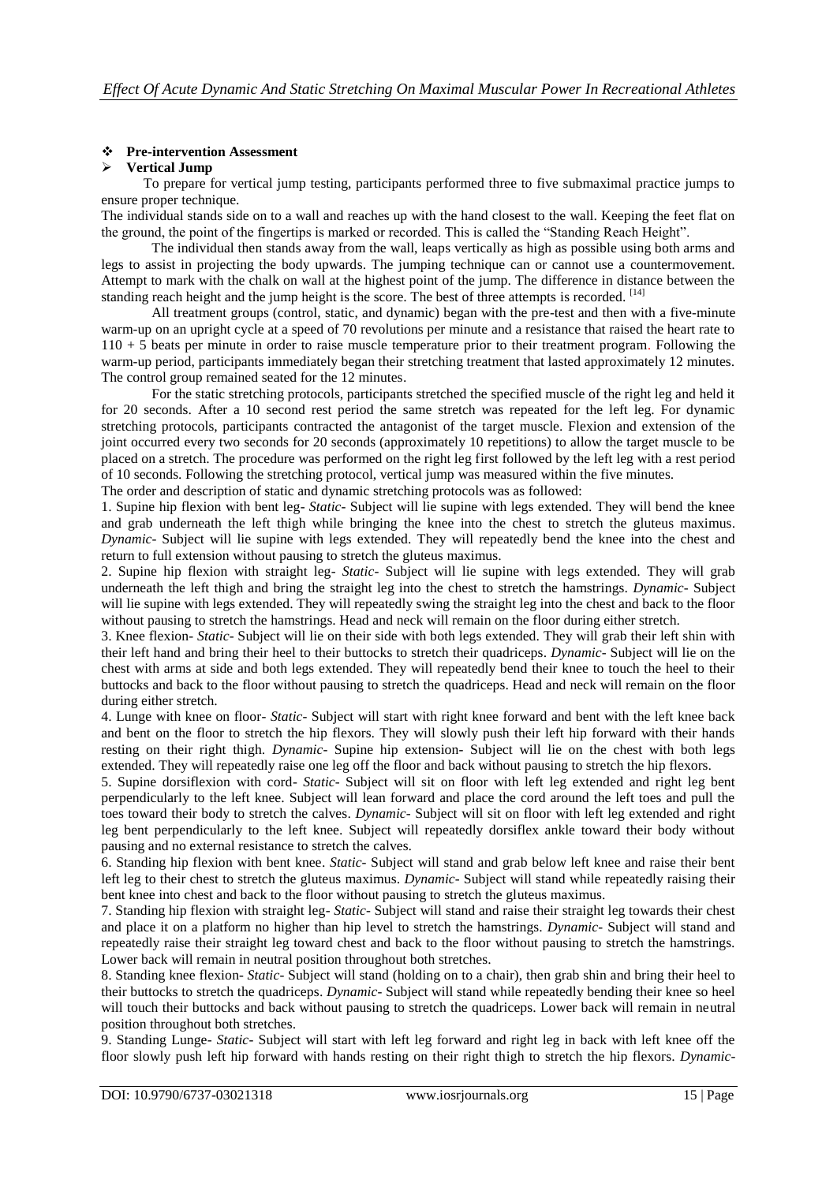- **Pre-intervention Assessment**
  - **Vertical Jump**

To prepare for vertical jump testing, participants performed three to five submaximal practice jumps to ensure proper technique.

The individual stands side on to a wall and reaches up with the hand closest to the wall. Keeping the feet flat on the ground, the point of the fingertips is marked or recorded. This is called the "Standing Reach Height".

The individual then stands away from the wall, leaps vertically as high as possible using both arms and legs to assist in projecting the body upwards. The jumping technique can or cannot use a countermovement. Attempt to mark with the chalk on wall at the highest point of the jump. The difference in distance between the standing reach height and the jump height is the score. The best of three attempts is recorded. [14]

All treatment groups (control, static, and dynamic) began with the pre-test and then with a five-minute warm-up on an upright cycle at a speed of 70 revolutions per minute and a resistance that raised the heart rate to 110 + 5 beats per minute in order to raise muscle temperature prior to their treatment program. Following the warm-up period, participants immediately began their stretching treatment that lasted approximately 12 minutes. The control group remained seated for the 12 minutes.

For the static stretching protocols, participants stretched the specified muscle of the right leg and held it for 20 seconds. After a 10 second rest period the same stretch was repeated for the left leg. For dynamic stretching protocols, participants contracted the antagonist of the target muscle. Flexion and extension of the joint occurred every two seconds for 20 seconds (approximately 10 repetitions) to allow the target muscle to be placed on a stretch. The procedure was performed on the right leg first followed by the left leg with a rest period of 10 seconds. Following the stretching protocol, vertical jump was measured within the five minutes.

The order and description of static and dynamic stretching protocols was as followed:

1. Supine hip flexion with bent leg- *Static*- Subject will lie supine with legs extended. They will bend the knee and grab underneath the left thigh while bringing the knee into the chest to stretch the gluteus maximus. *Dynamic*- Subject will lie supine with legs extended. They will repeatedly bend the knee into the chest and return to full extension without pausing to stretch the gluteus maximus.
2. Supine hip flexion with straight leg- *Static*- Subject will lie supine with legs extended. They will grab underneath the left thigh and bring the straight leg into the chest to stretch the hamstrings. *Dynamic*- Subject will lie supine with legs extended. They will repeatedly swing the straight leg into the chest and back to the floor without pausing to stretch the hamstrings. Head and neck will remain on the floor during either stretch.
3. Knee flexion- *Static*- Subject will lie on their side with both legs extended. They will grab their left shin with their left hand and bring their heel to their buttocks to stretch their quadriceps. *Dynamic*- Subject will lie on the chest with arms at side and both legs extended. They will repeatedly bend their knee to touch the heel to their buttocks and back to the floor without pausing to stretch the quadriceps. Head and neck will remain on the floor during either stretch.
4. Lunge with knee on floor- *Static*- Subject will start with right knee forward and bent with the left knee back and bent on the floor to stretch the hip flexors. They will slowly push their left hip forward with their hands resting on their right thigh. *Dynamic*- Supine hip extension- Subject will lie on the chest with both legs extended. They will repeatedly raise one leg off the floor and back without pausing to stretch the hip flexors.
5. Supine dorsiflexion with cord- *Static*- Subject will sit on floor with left leg extended and right leg bent perpendicularly to the left knee. Subject will lean forward and place the cord around the left toes and pull the toes toward their body to stretch the calves. *Dynamic*- Subject will sit on floor with left leg extended and right leg bent perpendicularly to the left knee. Subject will repeatedly dorsiflex ankle toward their body without pausing and no external resistance to stretch the calves.
6. Standing hip flexion with bent knee. *Static*- Subject will stand and grab below left knee and raise their bent left leg to their chest to stretch the gluteus maximus. *Dynamic*- Subject will stand while repeatedly raising their bent knee into chest and back to the floor without pausing to stretch the gluteus maximus.
7. Standing hip flexion with straight leg- *Static*- Subject will stand and raise their straight leg towards their chest and place it on a platform no higher than hip level to stretch the hamstrings. *Dynamic*- Subject will stand and repeatedly raise their straight leg toward chest and back to the floor without pausing to stretch the hamstrings. Lower back will remain in neutral position throughout both stretches.
8. Standing knee flexion- *Static*- Subject will stand (holding on to a chair), then grab shin and bring their heel to their buttocks to stretch the quadriceps. *Dynamic*- Subject will stand while repeatedly bending their knee so heel will touch their buttocks and back without pausing to stretch the quadriceps. Lower back will remain in neutral position throughout both stretches.
9. Standing Lunge- *Static*- Subject will start with left leg forward and right leg in back with left knee off the floor slowly push left hip forward with hands resting on their right thigh to stretch the hip flexors. *Dynamic*-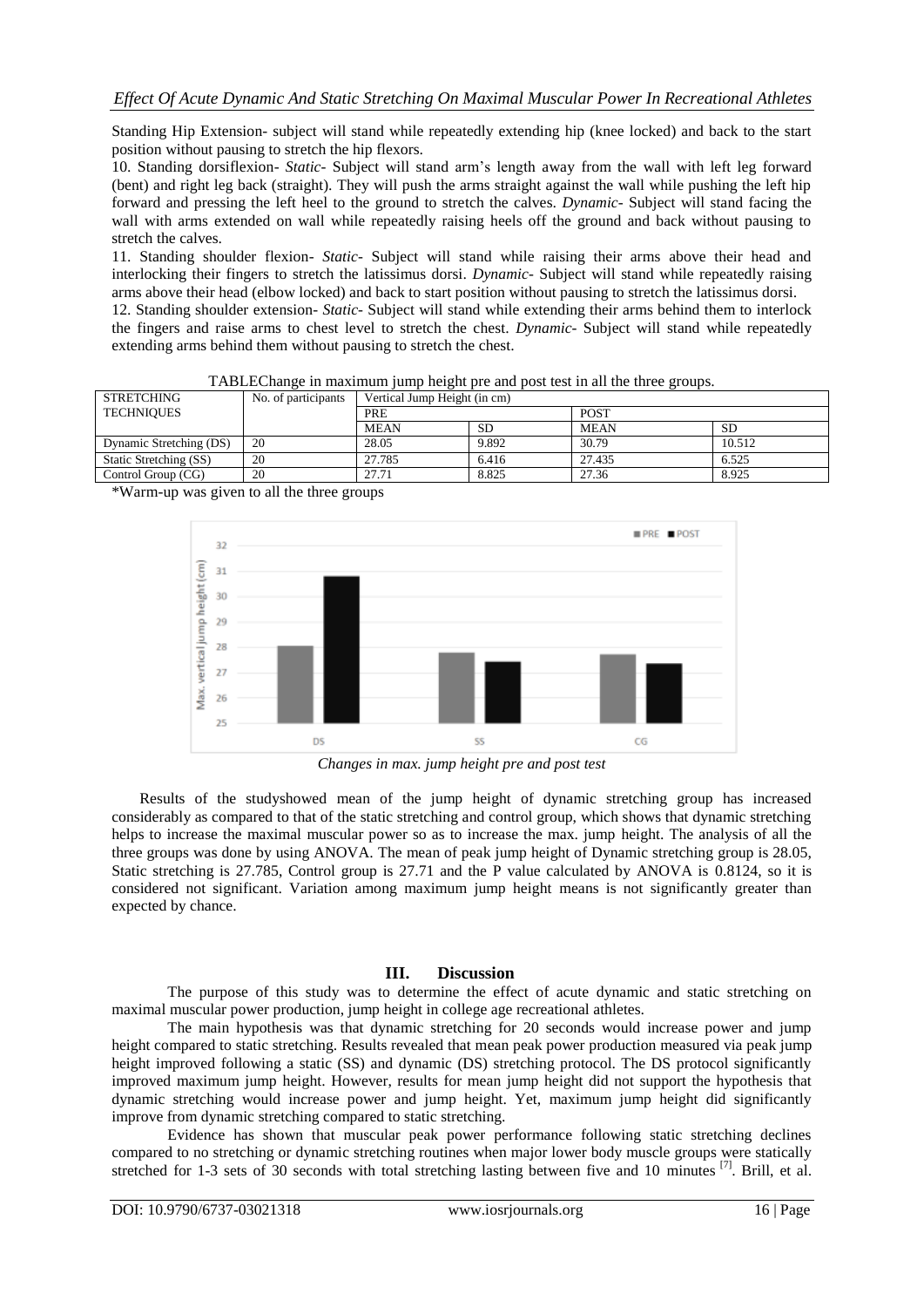Standing Hip Extension- subject will stand while repeatedly extending hip (knee locked) and back to the start position without pausing to stretch the hip flexors.

10. Standing dorsiflexion- *Static*- Subject will stand arm's length away from the wall with left leg forward (bent) and right leg back (straight). They will push the arms straight against the wall while pushing the left hip forward and pressing the left heel to the ground to stretch the calves. *Dynamic*- Subject will stand facing the wall with arms extended on wall while repeatedly raising heels off the ground and back without pausing to stretch the calves.

11. Standing shoulder flexion- *Static*- Subject will stand while raising their arms above their head and interlocking their fingers to stretch the latissimus dorsi. *Dynamic*- Subject will stand while repeatedly raising arms above their head (elbow locked) and back to start position without pausing to stretch the latissimus dorsi.

12. Standing shoulder extension- *Static*- Subject will stand while extending their arms behind them to interlock the fingers and raise arms to chest level to stretch the chest. *Dynamic*- Subject will stand while repeatedly extending arms behind them without pausing to stretch the chest.

TABLEChange in maximum jump height pre and post test in all the three groups.

| STRETCHING TECHNIQUES | No. of participants | Vertical Jump Height (in cm) | | | |
|---|---|---|---|---|---|
| | | PRE | | POST | |
| | | MEAN | SD | MEAN | SD |
| Dynamic Stretching (DS) | 20 | 28.05 | 9.892 | 30.79 | 10.512 |
| Static Stretching (SS) | 20 | 27.785 | 6.416 | 27.435 | 6.525 |
| Control Group (CG) | 20 | 27.71 | 8.825 | 27.36 | 8.925 |

*Warm-up was given to all the three groups

*Changes in max. jump height pre and post test*

Results of the studyshowed mean of the jump height of dynamic stretching group has increased considerably as compared to that of the static stretching and control group, which shows that dynamic stretching helps to increase the maximal muscular power so as to increase the max. jump height. The analysis of all the three groups was done by using ANOVA. The mean of peak jump height of Dynamic stretching group is 28.05, Static stretching is 27.785, Control group is 27.71 and the P value calculated by ANOVA is 0.8124, so it is considered not significant. Variation among maximum jump height means is not significantly greater than expected by chance.

## III. Discussion

The purpose of this study was to determine the effect of acute dynamic and static stretching on maximal muscular power production, jump height in college age recreational athletes.

The main hypothesis was that dynamic stretching for 20 seconds would increase power and jump height compared to static stretching. Results revealed that mean peak power production measured via peak jump height improved following a static (SS) and dynamic (DS) stretching protocol. The DS protocol significantly improved maximum jump height. However, results for mean jump height did not support the hypothesis that dynamic stretching would increase power and jump height. Yet, maximum jump height did significantly improve from dynamic stretching compared to static stretching.

Evidence has shown that muscular peak power performance following static stretching declines compared to no stretching or dynamic stretching routines when major lower body muscle groups were statically stretched for 1-3 sets of 30 seconds with total stretching lasting between five and 10 minutes [7]. Brill, et al.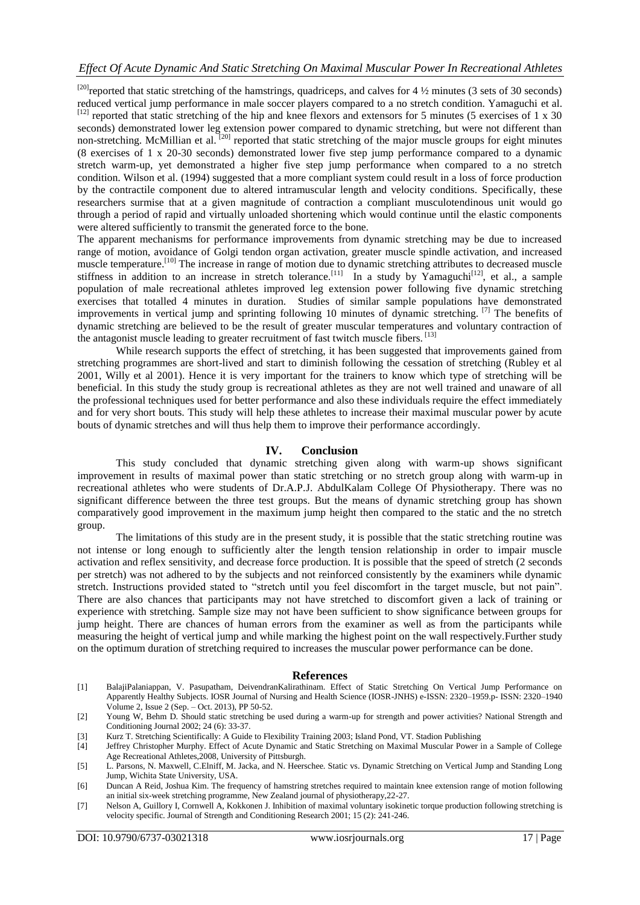[20]reported that static stretching of the hamstrings, quadriceps, and calves for 4 ½ minutes (3 sets of 30 seconds) reduced vertical jump performance in male soccer players compared to a no stretch condition. Yamaguchi et al. [12] reported that static stretching of the hip and knee flexors and extensors for 5 minutes (5 exercises of 1 x 30 seconds) demonstrated lower leg extension power compared to dynamic stretching, but were not different than non-stretching. McMillian et al. [20] reported that static stretching of the major muscle groups for eight minutes (8 exercises of 1 x 20-30 seconds) demonstrated lower five step jump performance compared to a dynamic stretch warm-up, yet demonstrated a higher five step jump performance when compared to a no stretch condition. Wilson et al. (1994) suggested that a more compliant system could result in a loss of force production by the contractile component due to altered intramuscular length and velocity conditions. Specifically, these researchers surmise that at a given magnitude of contraction a compliant musculotendinous unit would go through a period of rapid and virtually unloaded shortening which would continue until the elastic components were altered sufficiently to transmit the generated force to the bone.

The apparent mechanisms for performance improvements from dynamic stretching may be due to increased range of motion, avoidance of Golgi tendon organ activation, greater muscle spindle activation, and increased muscle temperature.[10] The increase in range of motion due to dynamic stretching attributes to decreased muscle stiffness in addition to an increase in stretch tolerance.[11] In a study by Yamaguchi[12], et al., a sample population of male recreational athletes improved leg extension power following five dynamic stretching exercises that totalled 4 minutes in duration. Studies of similar sample populations have demonstrated improvements in vertical jump and sprinting following 10 minutes of dynamic stretching. [7] The benefits of dynamic stretching are believed to be the result of greater muscular temperatures and voluntary contraction of the antagonist muscle leading to greater recruitment of fast twitch muscle fibers. [13]

While research supports the effect of stretching, it has been suggested that improvements gained from stretching programmes are short-lived and start to diminish following the cessation of stretching (Rubley et al 2001, Willy et al 2001). Hence it is very important for the trainers to know which type of stretching will be beneficial. In this study the study group is recreational athletes as they are not well trained and unaware of all the professional techniques used for better performance and also these individuals require the effect immediately and for very short bouts. This study will help these athletes to increase their maximal muscular power by acute bouts of dynamic stretches and will thus help them to improve their performance accordingly.

## IV. Conclusion

This study concluded that dynamic stretching given along with warm-up shows significant improvement in results of maximal power than static stretching or no stretch group along with warm-up in recreational athletes who were students of Dr.A.P.J. AbdulKalam College Of Physiotherapy. There was no significant difference between the three test groups. But the means of dynamic stretching group has shown comparatively good improvement in the maximum jump height then compared to the static and the no stretch group.

The limitations of this study are in the present study, it is possible that the static stretching routine was not intense or long enough to sufficiently alter the length tension relationship in order to impair muscle activation and reflex sensitivity, and decrease force production. It is possible that the speed of stretch (2 seconds per stretch) was not adhered to by the subjects and not reinforced consistently by the examiners while dynamic stretch. Instructions provided stated to "stretch until you feel discomfort in the target muscle, but not pain". There are also chances that participants may not have stretched to discomfort given a lack of training or experience with stretching. Sample size may not have been sufficient to show significance between groups for jump height. There are chances of human errors from the examiner as well as from the participants while measuring the height of vertical jump and while marking the highest point on the wall respectively.Further study on the optimum duration of stretching required to increases the muscular power performance can be done.

## References

[1] BalajiPalaniappan, V. Pasupatham, DeivendranKalirathinam. Effect of Static Stretching On Vertical Jump Performance on Apparently Healthy Subjects. IOSR Journal of Nursing and Health Science (IOSR-JNHS) e-ISSN: 2320–1959.p- ISSN: 2320–1940 Volume 2, Issue 2 (Sep. – Oct. 2013), PP 50-52.

[2] Young W, Behm D. Should static stretching be used during a warm-up for strength and power activities? National Strength and Conditioning Journal 2002; 24 (6): 33-37.

[3] Kurz T. Stretching Scientifically: A Guide to Flexibility Training 2003; Island Pond, VT. Stadion Publishing

[4] Jeffrey Christopher Murphy. Effect of Acute Dynamic and Static Stretching on Maximal Muscular Power in a Sample of College Age Recreational Athletes,2008, University of Pittsburgh.

[5] L. Parsons, N. Maxwell, C.Elniff, M. Jacka, and N. Heerschee. Static vs. Dynamic Stretching on Vertical Jump and Standing Long Jump, Wichita State University, USA.

[6] Duncan A Reid, Joshua Kim. The frequency of hamstring stretches required to maintain knee extension range of motion following an initial six-week stretching programme, New Zealand journal of physiotherapy,22-27.

[7] Nelson A, Guillory I, Cornwell A, Kokkonen J. Inhibition of maximal voluntary isokinetic torque production following stretching is velocity specific. Journal of Strength and Conditioning Research 2001; 15 (2): 241-246.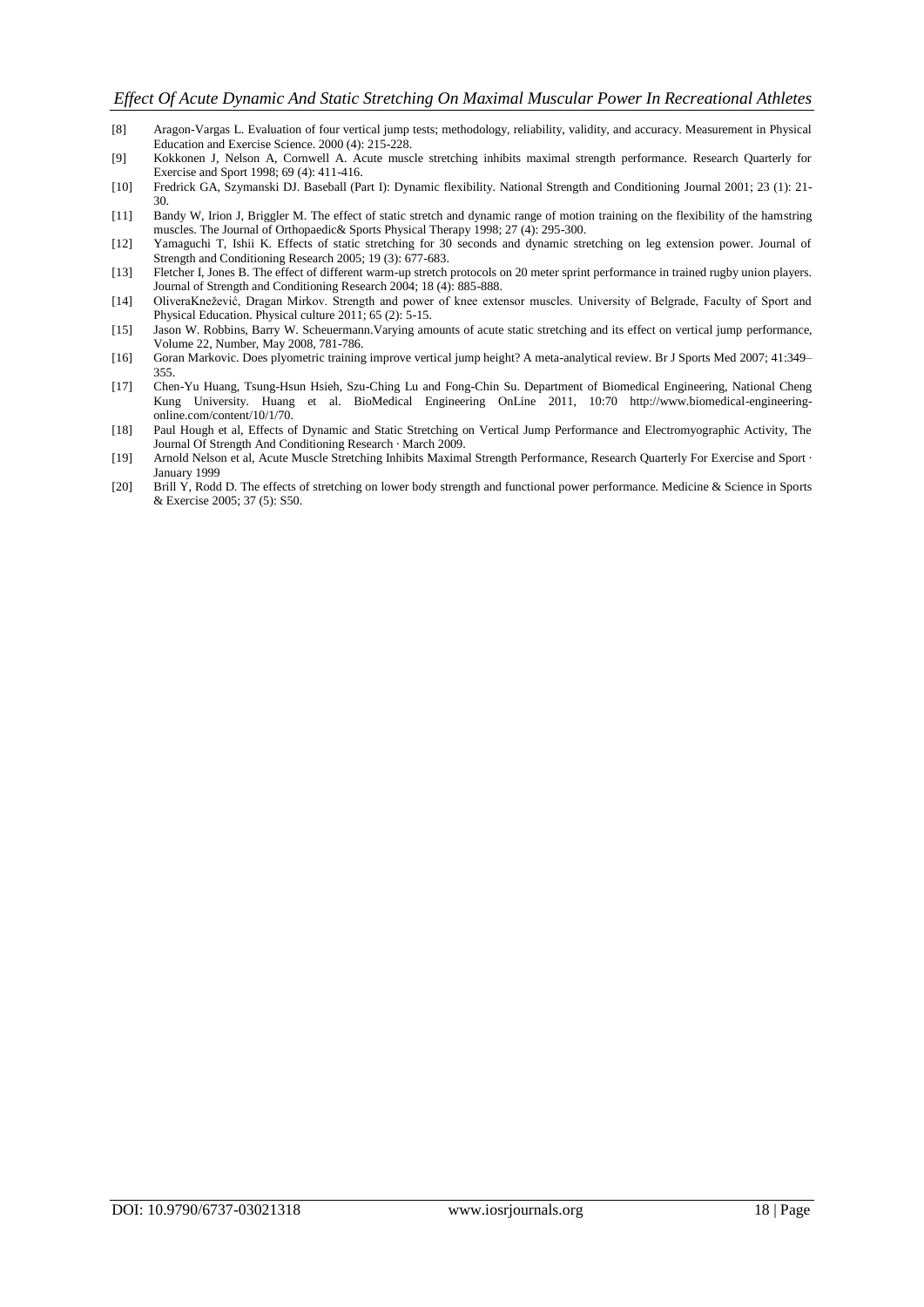[8] Aragon-Vargas L. Evaluation of four vertical jump tests; methodology, reliability, validity, and accuracy. Measurement in Physical Education and Exercise Science. 2000 (4): 215-228.

[9] Kokkonen J, Nelson A, Cornwell A. Acute muscle stretching inhibits maximal strength performance. Research Quarterly for Exercise and Sport 1998; 69 (4): 411-416.

[10] Fredrick GA, Szymanski DJ. Baseball (Part I): Dynamic flexibility. National Strength and Conditioning Journal 2001; 23 (1): 21-30.

[11] Bandy W, Irion J, Briggler M. The effect of static stretch and dynamic range of motion training on the flexibility of the hamstring muscles. The Journal of Orthopaedic& Sports Physical Therapy 1998; 27 (4): 295-300.

[12] Yamaguchi T, Ishii K. Effects of static stretching for 30 seconds and dynamic stretching on leg extension power. Journal of Strength and Conditioning Research 2005; 19 (3): 677-683.

[13] Fletcher I, Jones B. The effect of different warm-up stretch protocols on 20 meter sprint performance in trained rugby union players. Journal of Strength and Conditioning Research 2004; 18 (4): 885-888.

[14] OliveraKnežević, Dragan Mirkov. Strength and power of knee extensor muscles. University of Belgrade, Faculty of Sport and Physical Education. Physical culture 2011; 65 (2): 5-15.

[15] Jason W. Robbins, Barry W. Scheuermann.Varying amounts of acute static stretching and its effect on vertical jump performance, Volume 22, Number, May 2008, 781-786.

[16] Goran Markovic. Does plyometric training improve vertical jump height? A meta-analytical review. Br J Sports Med 2007; 41:349–355.

[17] Chen-Yu Huang, Tsung-Hsun Hsieh, Szu-Ching Lu and Fong-Chin Su. Department of Biomedical Engineering, National Cheng Kung University. Huang et al. BioMedical Engineering OnLine 2011, 10:70 http://www.biomedical-engineering-online.com/content/10/1/70.

[18] Paul Hough et al, Effects of Dynamic and Static Stretching on Vertical Jump Performance and Electromyographic Activity, The Journal Of Strength And Conditioning Research · March 2009.

[19] Arnold Nelson et al, Acute Muscle Stretching Inhibits Maximal Strength Performance, Research Quarterly For Exercise and Sport · January 1999

[20] Brill Y, Rodd D. The effects of stretching on lower body strength and functional power performance. Medicine & Science in Sports & Exercise 2005; 37 (5): S50.